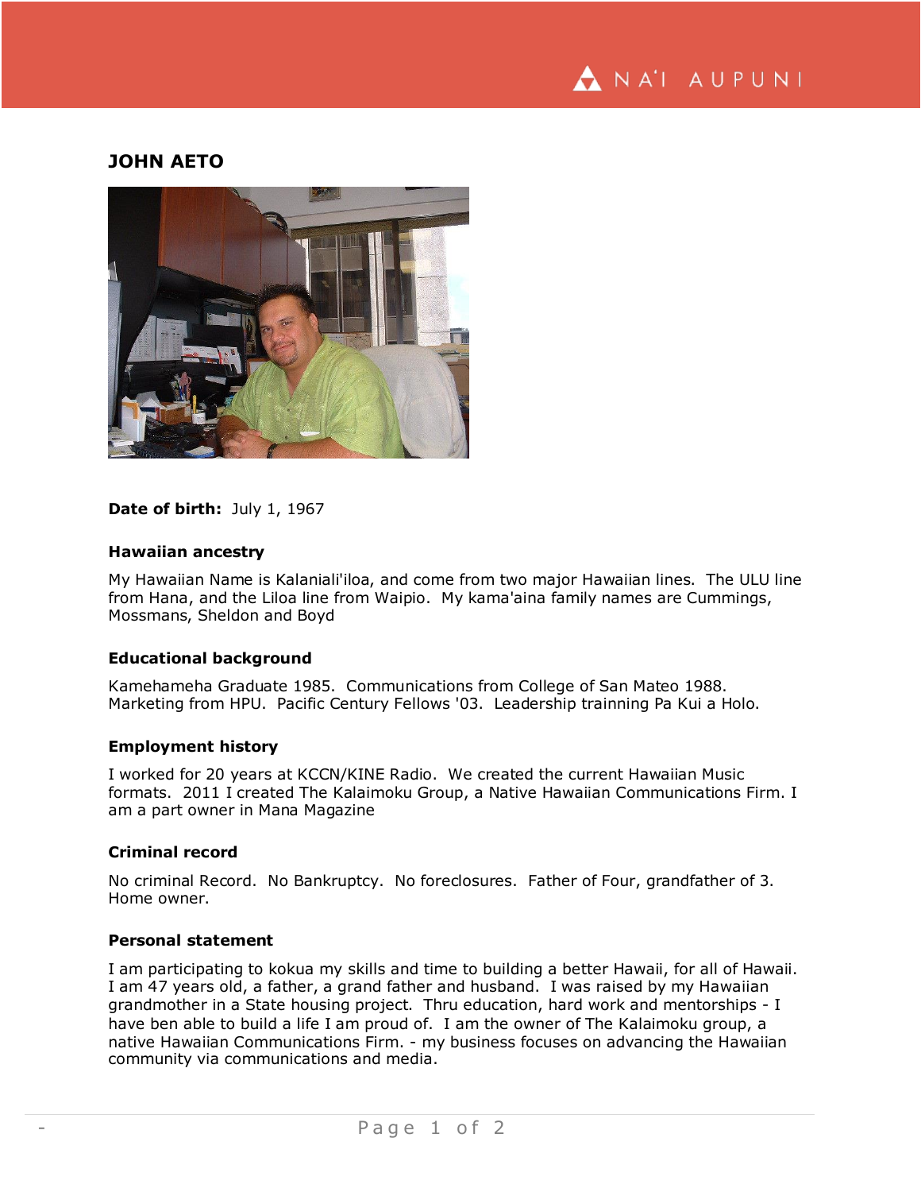# JOHN AETO

**Date of birth:** July 1, 1967

### Hawaiian ancestry

My Hawaiian Name is Kalaniali'iloa, and come from two major Hawaiian lines. The ULU line from Hana, and the Liloa line from Waipio. My kama'aina family names are Cummings, Mossmans, Sheldon and Boyd

### Educational background

Kamehameha Graduate 1985. Communications from College of San Mateo 1988. Marketing from HPU. Pacific Century Fellows '03. Leadership trainning Pa Kui a Holo.

### Employment history

I worked for 20 years at KCCN/KINE Radio. We created the current Hawaiian Music formats. 2011 I created The Kalaimoku Group, a Native Hawaiian Communications Firm. I am a part owner in Mana Magazine

### Criminal record

No criminal Record. No Bankruptcy. No foreclosures. Father of Four, grandfather of 3. Home owner.

### Personal statement

I am participating to kokua my skills and time to building a better Hawaii, for all of Hawaii. I am 47 years old, a father, a grand father and husband. I was raised by my Hawaiian grandmother in a State housing project. Thru education, hard work and mentorships - I have ben able to build a life I am proud of. I am the owner of The Kalaimoku group, a native Hawaiian Communications Firm. - my business focuses on advancing the Hawaiian community via communications and media.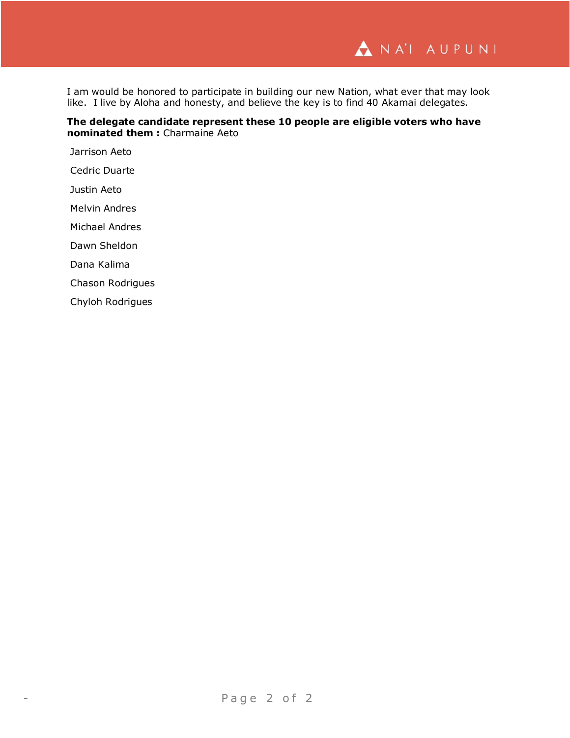I am would be honored to participate in building our new Nation, what ever that may look like. I live by Aloha and honesty, and believe the key is to find 40 Akamai delegates.

**The delegate candidate represent these 10 people are eligible voters who have nominated them :** Charmaine Aeto

Jarrison Aeto

Cedric Duarte

Justin Aeto

Melvin Andres

Michael Andres

Dawn Sheldon

Dana Kalima

Chason Rodrigues

Chyloh Rodrigues